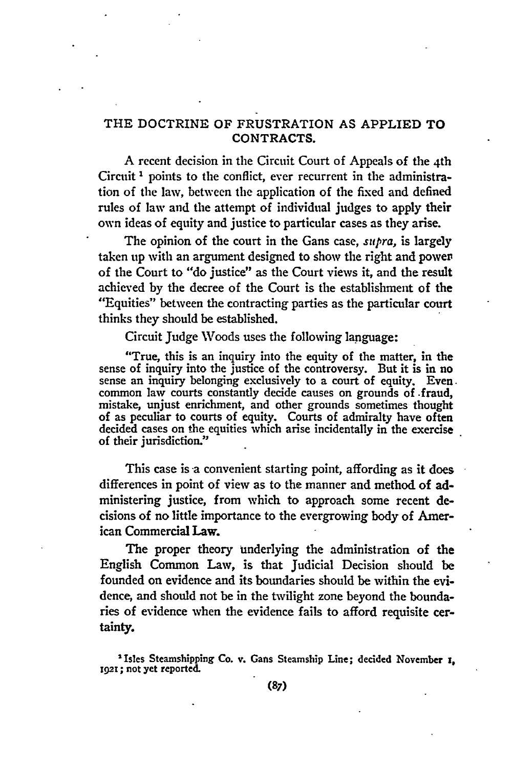# THE DOCTRINE OF FRUSTRATION AS APPLIED TO CONTRACTS.

A recent decision in the Circuit Court of Appeals of the 4th Circuit[1] points to the conflict, ever recurrent in the administration of the law, between the application of the fixed and defined rules of law and the attempt of individual judges to apply their own ideas of equity and justice to particular cases as they arise.

The opinion of the court in the Gans case, *supra*, is largely taken up with an argument designed to show the right and power of the Court to "do justice" as the Court views it, and the result achieved by the decree of the Court is the establishment of the "Equities" between the contracting parties as the particular court thinks they should be established.

Circuit Judge Woods uses the following language:

> "True, this is an inquiry into the equity of the matter, in the sense of inquiry into the justice of the controversy. But it is in no sense an inquiry belonging exclusively to a court of equity. Even common law courts constantly decide causes on grounds of fraud, mistake, unjust enrichment, and other grounds sometimes thought of as peculiar to courts of equity. Courts of admiralty have often decided cases on the equities which arise incidentally in the exercise of their jurisdiction."

This case is a convenient starting point, affording as it does differences in point of view as to the manner and method of administering justice, from which to approach some recent decisions of no little importance to the evergrowing body of American Commercial Law.

The proper theory underlying the administration of the English Common Law, is that Judicial Decision should be founded on evidence and its boundaries should be within the evidence, and should not be in the twilight zone beyond the boundaries of evidence when the evidence fails to afford requisite certainty.

[1] Isles Steamshipping Co. v. Gans Steamship Line; decided November 1, 1921; not yet reported.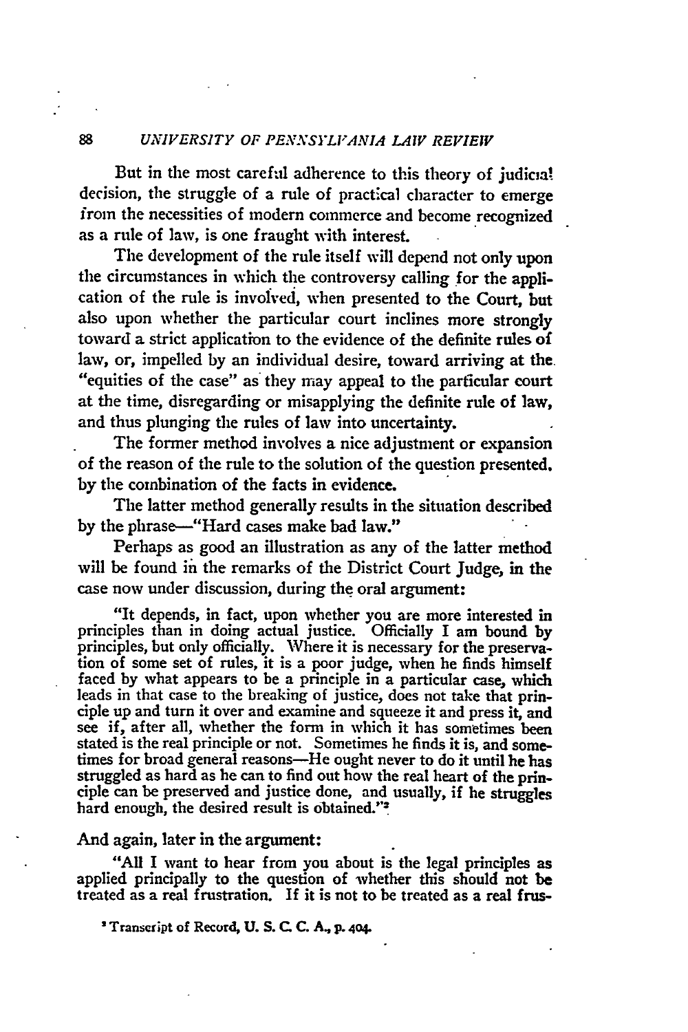But in the most careful adherence to this theory of judicial decision, the struggle of a rule of practical character to emerge from the necessities of modern commerce and become recognized as a rule of law, is one fraught with interest.

The development of the rule itself will depend not only upon the circumstances in which the controversy calling for the application of the rule is involved, when presented to the Court, but also upon whether the particular court inclines more strongly toward a strict application to the evidence of the definite rules of law, or, impelled by an individual desire, toward arriving at the "equities of the case" as they may appeal to the particular court at the time, disregarding or misapplying the definite rule of law, and thus plunging the rules of law into uncertainty.

The former method involves a nice adjustment or expansion of the reason of the rule to the solution of the question presented, by the combination of the facts in evidence.

The latter method generally results in the situation described by the phrase—"Hard cases make bad law."

Perhaps as good an illustration as any of the latter method will be found in the remarks of the District Court Judge, in the case now under discussion, during the oral argument:

> "It depends, in fact, upon whether you are more interested in principles than in doing actual justice. Officially I am bound by principles, but only officially. Where it is necessary for the preservation of some set of rules, it is a poor judge, when he finds himself faced by what appears to be a principle in a particular case, which leads in that case to the breaking of justice, does not take that principle up and turn it over and examine and squeeze it and press it, and see if, after all, whether the form in which it has sometimes been stated is the real principle or not. Sometimes he finds it is, and sometimes for broad general reasons—He ought never to do it until he has struggled as hard as he can to find out how the real heart of the principle can be preserved and justice done, and usually, if he struggles hard enough, the desired result is obtained."[2]

And again, later in the argument:

> "All I want to hear from you about is the legal principles as applied principally to the question of whether this should not be treated as a real frustration. If it is not to be treated as a real frus-

[2] Transcript of Record, U. S. C. C. A., p. 404.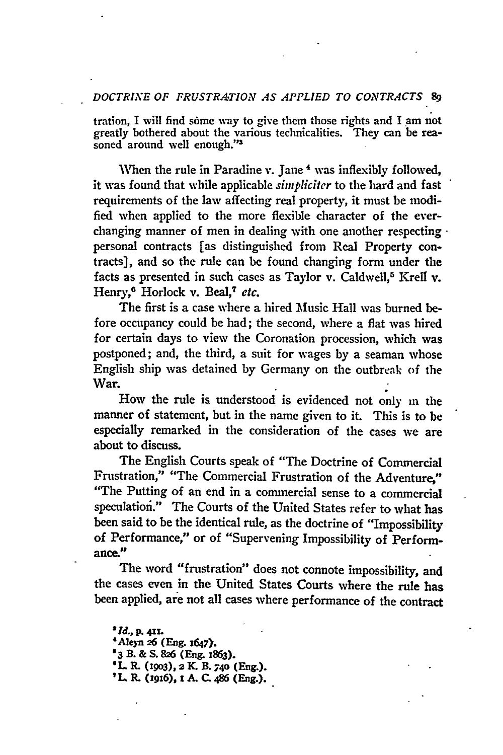tration, I will find some way to give them those rights and I am not greatly bothered about the various technicalities. They can be reasoned around well enough."[3]

When the rule in Paradine v. Jane[4] was inflexibly followed, it was found that while applicable *simpliciter* to the hard and fast requirements of the law affecting real property, it must be modified when applied to the more flexible character of the ever-changing manner of men in dealing with one another respecting personal contracts [as distinguished from Real Property contracts], and so the rule can be found changing form under the facts as presented in such cases as Taylor v. Caldwell,[5] Krell v. Henry,[6] Horlock v. Beal,[7] *etc.*

The first is a case where a hired Music Hall was burned before occupancy could be had; the second, where a flat was hired for certain days to view the Coronation procession, which was postponed; and, the third, a suit for wages by a seaman whose English ship was detained by Germany on the outbreak of the War.

How the rule is understood is evidenced not only in the manner of statement, but in the name given to it. This is to be especially remarked in the consideration of the cases we are about to discuss.

The English Courts speak of "The Doctrine of Commercial Frustration," "The Commercial Frustration of the Adventure," "The Putting of an end in a commercial sense to a commercial speculation." The Courts of the United States refer to what has been said to be the identical rule, as the doctrine of "Impossibility of Performance," or of "Supervening Impossibility of Performance."

The word "frustration" does not connote impossibility, and the cases even in the United States Courts where the rule has been applied, are not all cases where performance of the contract

[3] *Id.*, p. 411.
[4] Aleyn 26 (Eng. 1647).
[5] 3 B. & S. 826 (Eng. 1863).
[6] L. R. (1903), 2 K. B. 740 (Eng.).
[7] L. R. (1916), 1 A. C. 486 (Eng.).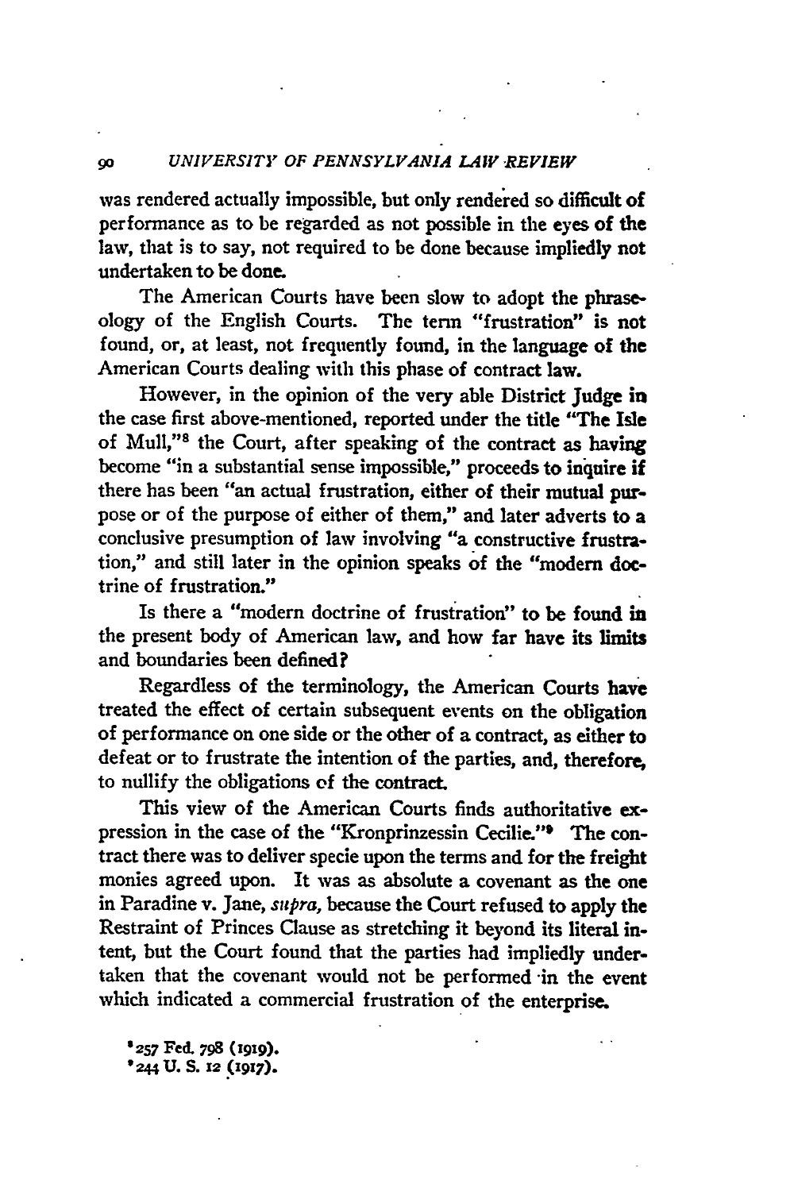was rendered actually impossible, but only rendered so difficult of performance as to be regarded as not possible in the eyes of the law, that is to say, not required to be done because impliedly not undertaken to be done.

The American Courts have been slow to adopt the phraseology of the English Courts. The term "frustration" is not found, or, at least, not frequently found, in the language of the American Courts dealing with this phase of contract law.

However, in the opinion of the very able District Judge in the case first above-mentioned, reported under the title "The Isle of Mull,"[8] the Court, after speaking of the contract as having become "in a substantial sense impossible," proceeds to inquire if there has been "an actual frustration, either of their mutual purpose or of the purpose of either of them," and later adverts to a conclusive presumption of law involving "a constructive frustration," and still later in the opinion speaks of the "modern doctrine of frustration."

Is there a "modern doctrine of frustration" to be found in the present body of American law, and how far have its limits and boundaries been defined?

Regardless of the terminology, the American Courts have treated the effect of certain subsequent events on the obligation of performance on one side or the other of a contract, as either to defeat or to frustrate the intention of the parties, and, therefore, to nullify the obligations of the contract.

This view of the American Courts finds authoritative expression in the case of the "Kronprinzessin Cecilie."[9] The contract there was to deliver specie upon the terms and for the freight monies agreed upon. It was as absolute a covenant as the one in Paradine v. Jane, *supra*, because the Court refused to apply the Restraint of Princes Clause as stretching it beyond its literal intent, but the Court found that the parties had impliedly undertaken that the covenant would not be performed in the event which indicated a commercial frustration of the enterprise.

[8] 257 Fed. 798 (1919).

[9] 244 U. S. 12 (1917).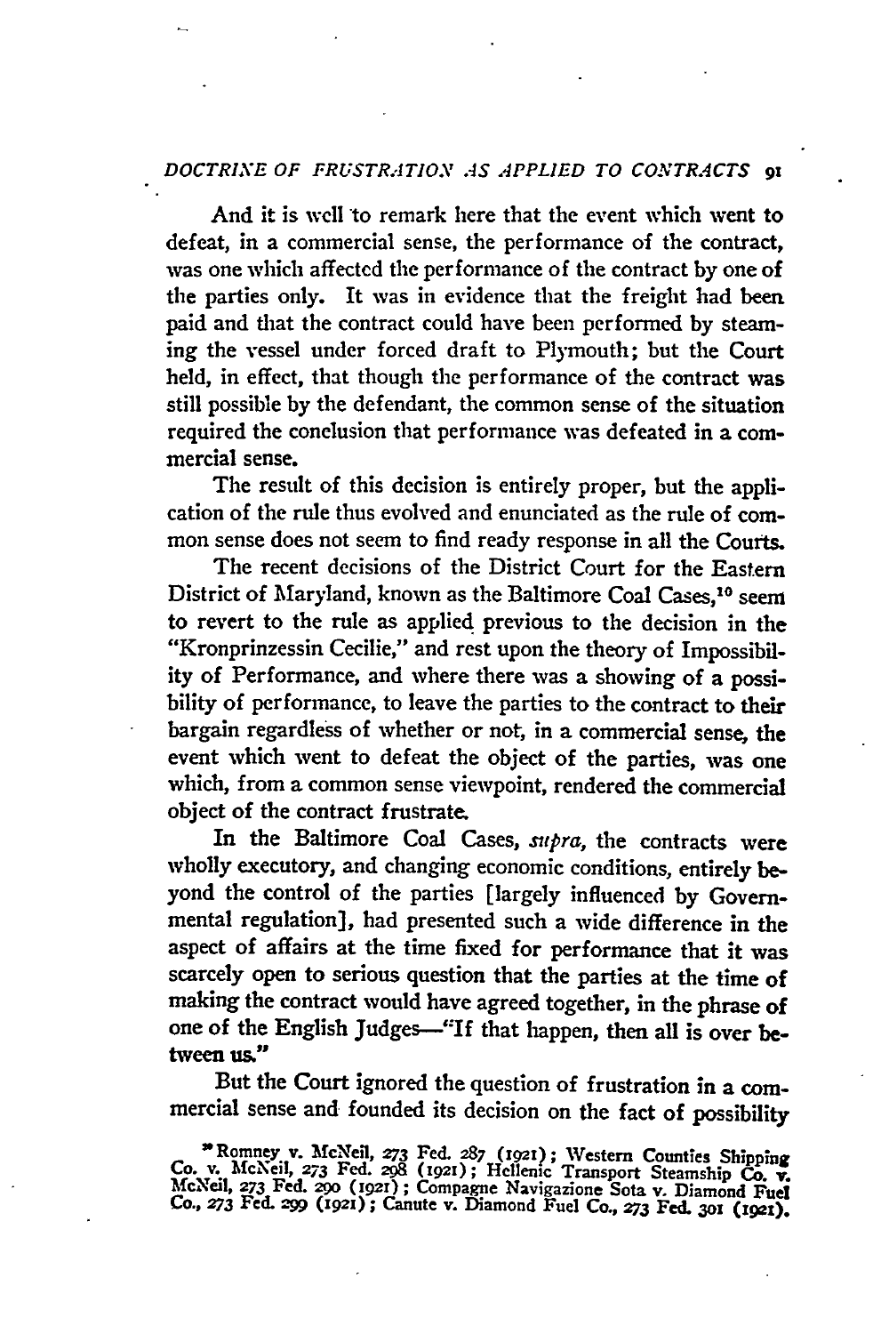And it is well to remark here that the event which went to defeat, in a commercial sense, the performance of the contract, was one which affected the performance of the contract by one of the parties only. It was in evidence that the freight had been paid and that the contract could have been performed by steaming the vessel under forced draft to Plymouth; but the Court held, in effect, that though the performance of the contract was still possible by the defendant, the common sense of the situation required the conclusion that performance was defeated in a commercial sense.

The result of this decision is entirely proper, but the application of the rule thus evolved and enunciated as the rule of common sense does not seem to find ready response in all the Courts.

The recent decisions of the District Court for the Eastern District of Maryland, known as the Baltimore Coal Cases,[10] seem to revert to the rule as applied previous to the decision in the "Kronprinzessin Cecilie," and rest upon the theory of Impossibility of Performance, and where there was a showing of a possibility of performance, to leave the parties to the contract to their bargain regardless of whether or not, in a commercial sense, the event which went to defeat the object of the parties, was one which, from a common sense viewpoint, rendered the commercial object of the contract frustrate.

In the Baltimore Coal Cases, *supra*, the contracts were wholly executory, and changing economic conditions, entirely beyond the control of the parties [largely influenced by Governmental regulation], had presented such a wide difference in the aspect of affairs at the time fixed for performance that it was scarcely open to serious question that the parties at the time of making the contract would have agreed together, in the phrase of one of the English Judges—"If that happen, then all is over between us."

But the Court ignored the question of frustration in a commercial sense and founded its decision on the fact of possibility

[10] Romney v. McNeil, 273 Fed. 287 (1921); Western Counties Shipping Co. v. McNeil, 273 Fed. 298 (1921); Hellenic Transport Steamship Co. v. McNeil, 273 Fed. 290 (1921); Compagne Navigazione Sota v. Diamond Fuel Co., 273 Fed. 299 (1921); Canute v. Diamond Fuel Co., 273 Fed. 301 (1921).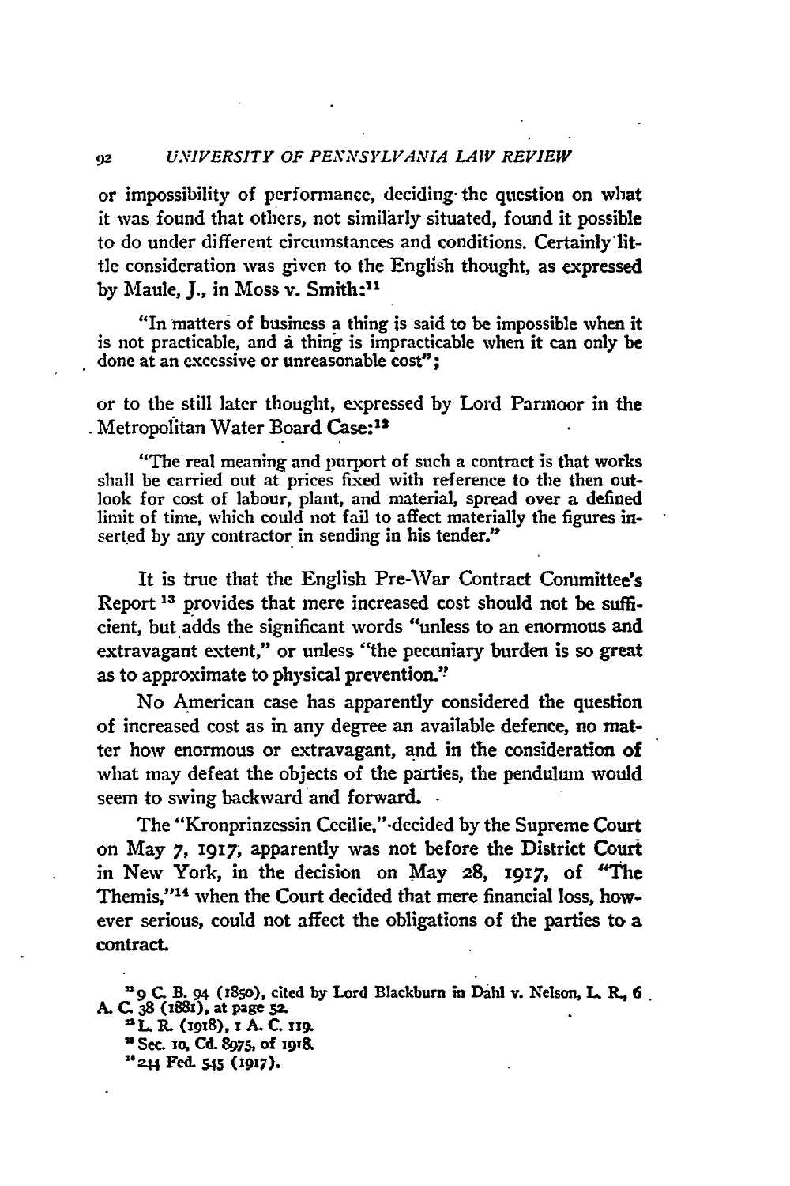or impossibility of performance, deciding the question on what it was found that others, not similarly situated, found it possible to do under different circumstances and conditions. Certainly little consideration was given to the English thought, as expressed by Maule, J., in Moss v. Smith:[11]

> "In matters of business a thing is said to be impossible when it is not practicable, and a thing is impracticable when it can only be done at an excessive or unreasonable cost";

or to the still later thought, expressed by Lord Parmoor in the Metropolitan Water Board Case:[12]

> "The real meaning and purport of such a contract is that works shall be carried out at prices fixed with reference to the then outlook for cost of labour, plant, and material, spread over a defined limit of time, which could not fail to affect materially the figures inserted by any contractor in sending in his tender."

It is true that the English Pre-War Contract Committee's Report [13] provides that mere increased cost should not be sufficient, but adds the significant words "unless to an enormous and extravagant extent," or unless "the pecuniary burden is so great as to approximate to physical prevention."

No American case has apparently considered the question of increased cost as in any degree an available defence, no matter how enormous or extravagant, and in the consideration of what may defeat the objects of the parties, the pendulum would seem to swing backward and forward.

The "Kronprinzessin Cecilie," decided by the Supreme Court on May 7, 1917, apparently was not before the District Court in New York, in the decision on May 28, 1917, of "The Themis,"[14] when the Court decided that mere financial loss, however serious, could not affect the obligations of the parties to a contract.

---

[11] 9 C. B. 94 (1850), cited by Lord Blackburn in Dahl v. Nelson, L. R., 6 A. C. 38 (1881), at page 52.

[12] L. R. (1918), 1 A. C. 119.

[13] Sec. 10, Cd. 8975, of 1918.

[14] 244 Fed. 545 (1917).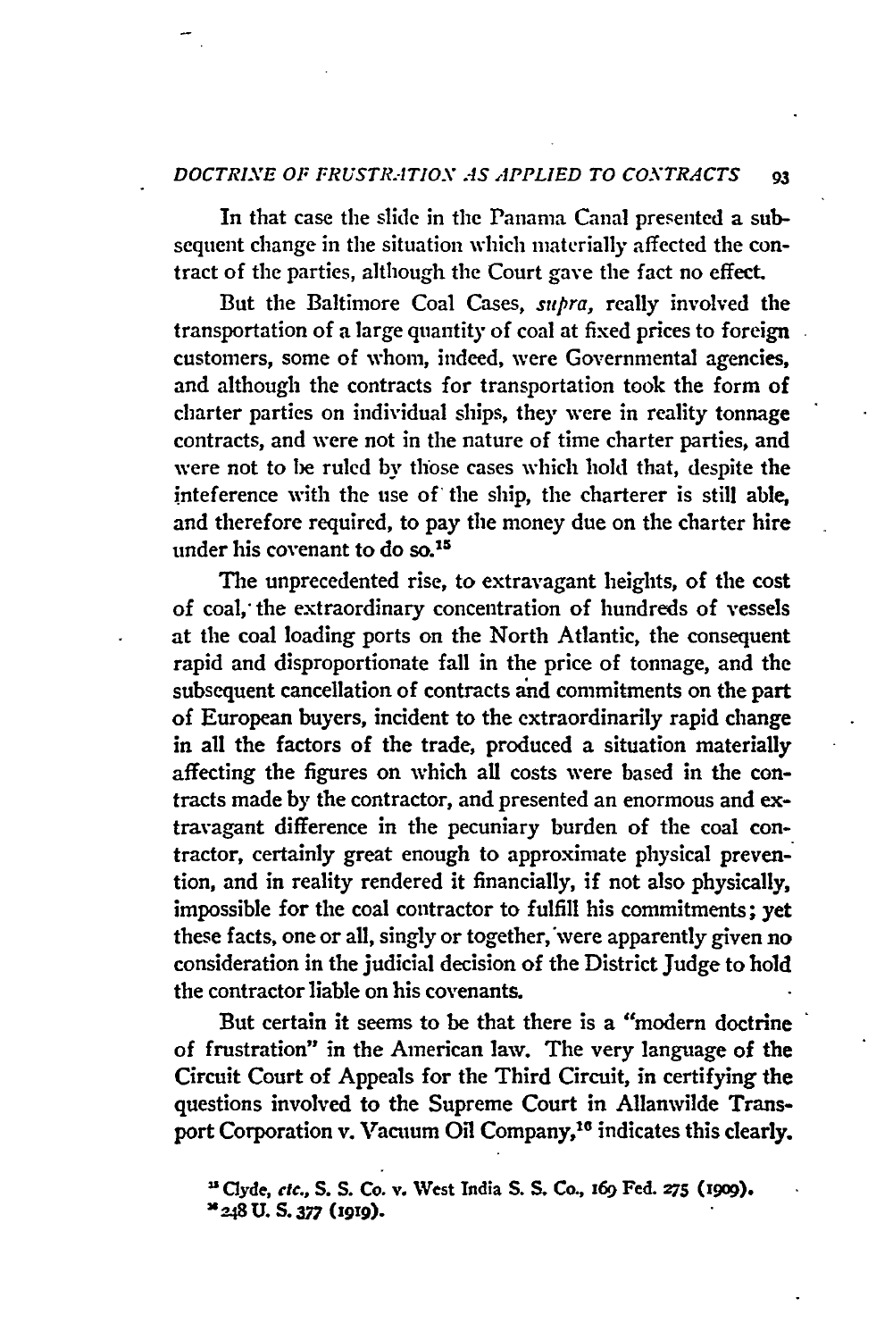In that case the slide in the Panama Canal presented a subsequent change in the situation which materially affected the contract of the parties, although the Court gave the fact no effect.

But the Baltimore Coal Cases, *supra*, really involved the transportation of a large quantity of coal at fixed prices to foreign customers, some of whom, indeed, were Governmental agencies, and although the contracts for transportation took the form of charter parties on individual ships, they were in reality tonnage contracts, and were not in the nature of time charter parties, and were not to be ruled by those cases which hold that, despite the inteference with the use of the ship, the charterer is still able, and therefore required, to pay the money due on the charter hire under his covenant to do so.[15]

The unprecedented rise, to extravagant heights, of the cost of coal, the extraordinary concentration of hundreds of vessels at the coal loading ports on the North Atlantic, the consequent rapid and disproportionate fall in the price of tonnage, and the subsequent cancellation of contracts and commitments on the part of European buyers, incident to the extraordinarily rapid change in all the factors of the trade, produced a situation materially affecting the figures on which all costs were based in the contracts made by the contractor, and presented an enormous and extravagant difference in the pecuniary burden of the coal contractor, certainly great enough to approximate physical prevention, and in reality rendered it financially, if not also physically, impossible for the coal contractor to fulfill his commitments; yet these facts, one or all, singly or together, were apparently given no consideration in the judicial decision of the District Judge to hold the contractor liable on his covenants.

But certain it seems to be that there is a "modern doctrine of frustration" in the American law. The very language of the Circuit Court of Appeals for the Third Circuit, in certifying the questions involved to the Supreme Court in Allanwilde Transport Corporation v. Vacuum Oil Company,[16] indicates this clearly.

[15] Clyde, *etc.*, S. S. Co. v. West India S. S. Co., 169 Fed. 275 (1909).

[16] 248 U. S. 377 (1919).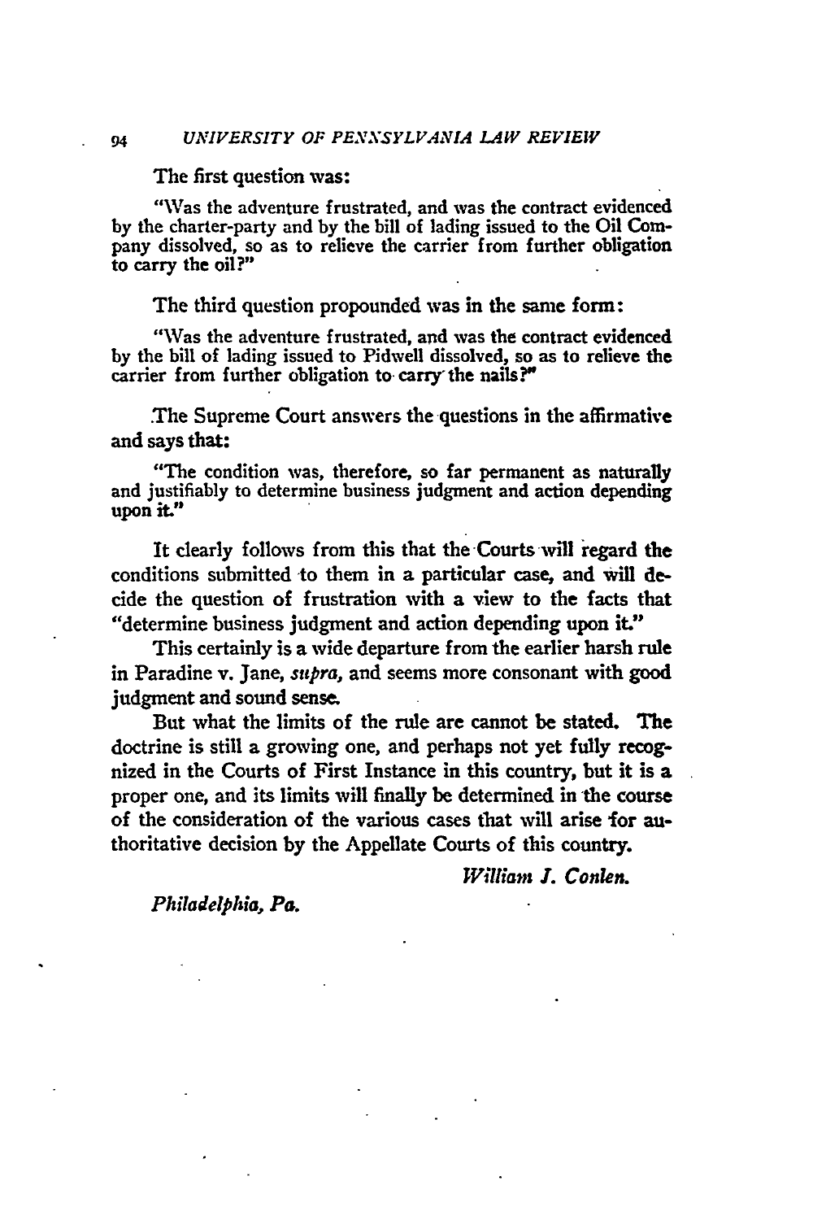The first question was:

> "Was the adventure frustrated, and was the contract evidenced by the charter-party and by the bill of lading issued to the Oil Company dissolved, so as to relieve the carrier from further obligation to carry the oil?"

The third question propounded was in the same form:

> "Was the adventure frustrated, and was the contract evidenced by the bill of lading issued to Pidwell dissolved, so as to relieve the carrier from further obligation to carry the nails?"

The Supreme Court answers the questions in the affirmative and says that:

> "The condition was, therefore, so far permanent as naturally and justifiably to determine business judgment and action depending upon it."

It clearly follows from this that the Courts will regard the conditions submitted to them in a particular case, and will decide the question of frustration with a view to the facts that "determine business judgment and action depending upon it."

This certainly is a wide departure from the earlier harsh rule in Paradine v. Jane, *supra,* and seems more consonant with good judgment and sound sense.

But what the limits of the rule are cannot be stated. The doctrine is still a growing one, and perhaps not yet fully recognized in the Courts of First Instance in this country, but it is a proper one, and its limits will finally be determined in the course of the consideration of the various cases that will arise for authoritative decision by the Appellate Courts of this country.

*William J. Conlen.*

*Philadelphia, Pa.*